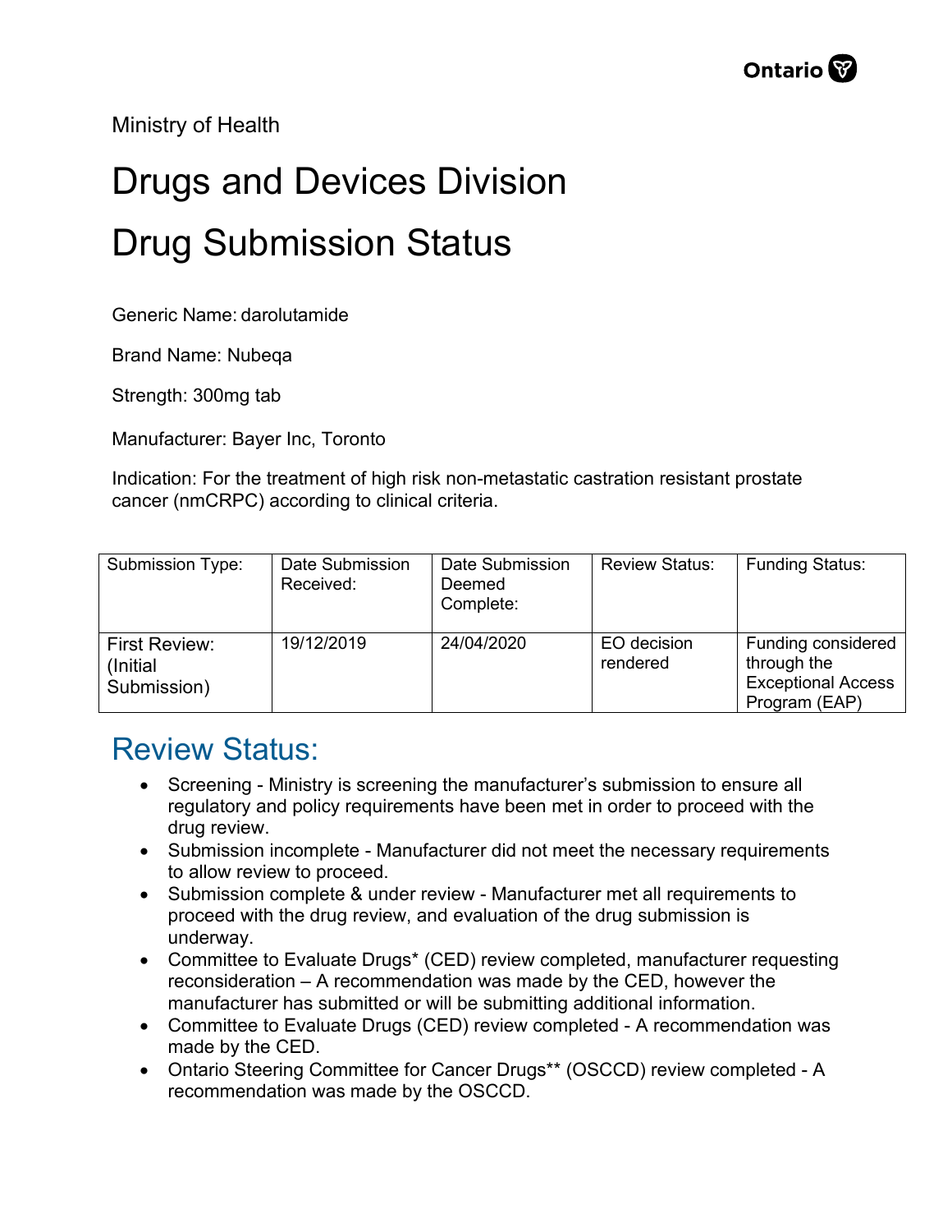Ministry of Health

# Drugs and Devices Division

# Drug Submission Status

Generic Name: darolutamide

Brand Name: Nubeqa

Strength: 300mg tab

Manufacturer: Bayer Inc, Toronto

Indication: For the treatment of high risk non-metastatic castration resistant prostate cancer (nmCRPC) according to clinical criteria.

| Submission Type: | Date Submission Received: | Date Submission Deemed Complete: | Review Status: | Funding Status: |
|---|---|---|---|---|
| First Review: (Initial Submission) | 19/12/2019 | 24/04/2020 | EO decision rendered | Funding considered through the Exceptional Access Program (EAP) |

## Review Status:

- Screening - Ministry is screening the manufacturer's submission to ensure all regulatory and policy requirements have been met in order to proceed with the drug review.
- Submission incomplete - Manufacturer did not meet the necessary requirements to allow review to proceed.
- Submission complete & under review - Manufacturer met all requirements to proceed with the drug review, and evaluation of the drug submission is underway.
- Committee to Evaluate Drugs* (CED) review completed, manufacturer requesting reconsideration – A recommendation was made by the CED, however the manufacturer has submitted or will be submitting additional information.
- Committee to Evaluate Drugs (CED) review completed - A recommendation was made by the CED.
- Ontario Steering Committee for Cancer Drugs** (OSCCD) review completed - A recommendation was made by the OSCCD.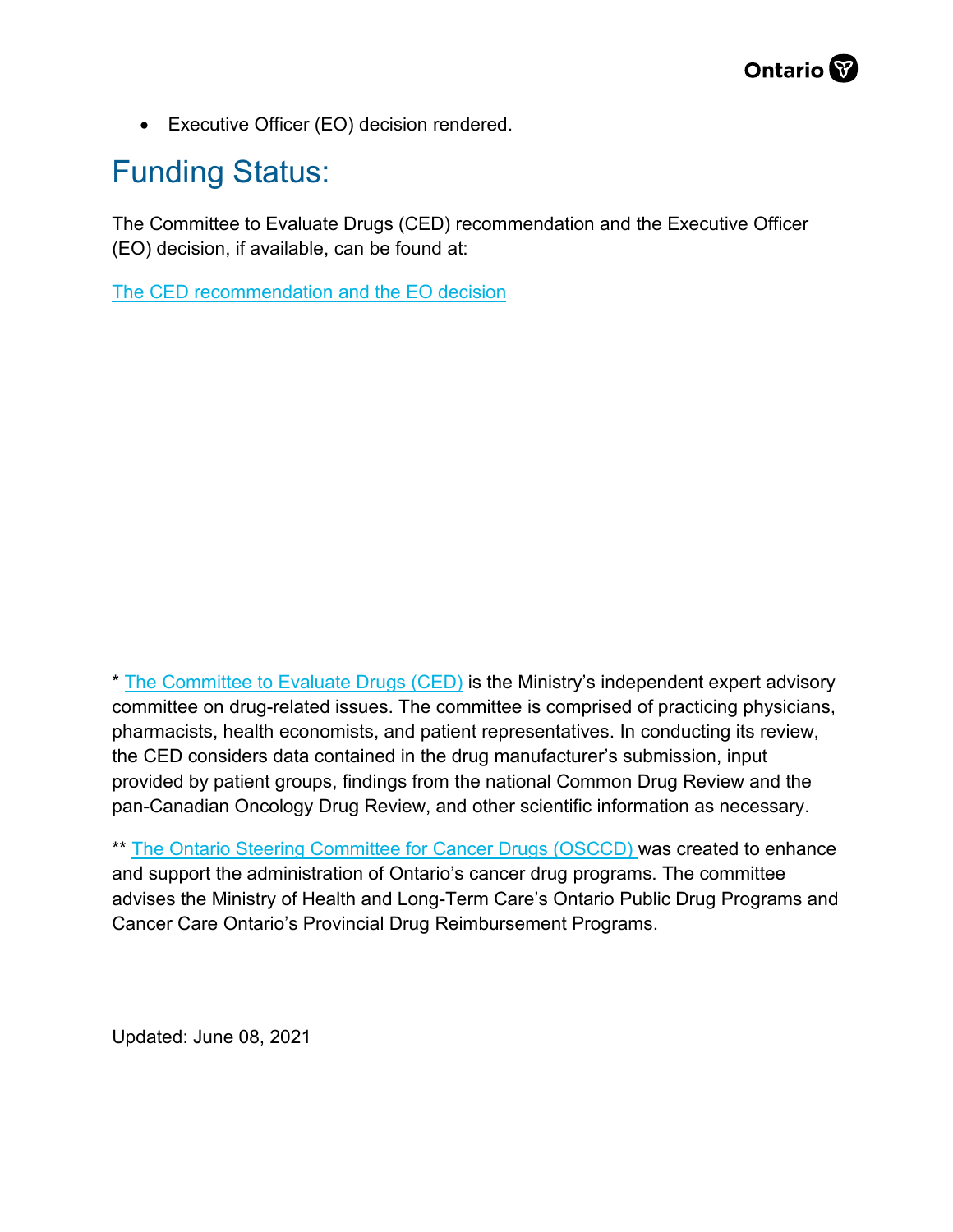- Executive Officer (EO) decision rendered.

# Funding Status:

The Committee to Evaluate Drugs (CED) recommendation and the Executive Officer (EO) decision, if available, can be found at:

The CED recommendation and the EO decision

* The Committee to Evaluate Drugs (CED) is the Ministry's independent expert advisory committee on drug-related issues. The committee is comprised of practicing physicians, pharmacists, health economists, and patient representatives. In conducting its review, the CED considers data contained in the drug manufacturer's submission, input provided by patient groups, findings from the national Common Drug Review and the pan-Canadian Oncology Drug Review, and other scientific information as necessary.

** The Ontario Steering Committee for Cancer Drugs (OSCCD) was created to enhance and support the administration of Ontario's cancer drug programs. The committee advises the Ministry of Health and Long-Term Care's Ontario Public Drug Programs and Cancer Care Ontario's Provincial Drug Reimbursement Programs.

Updated: June 08, 2021